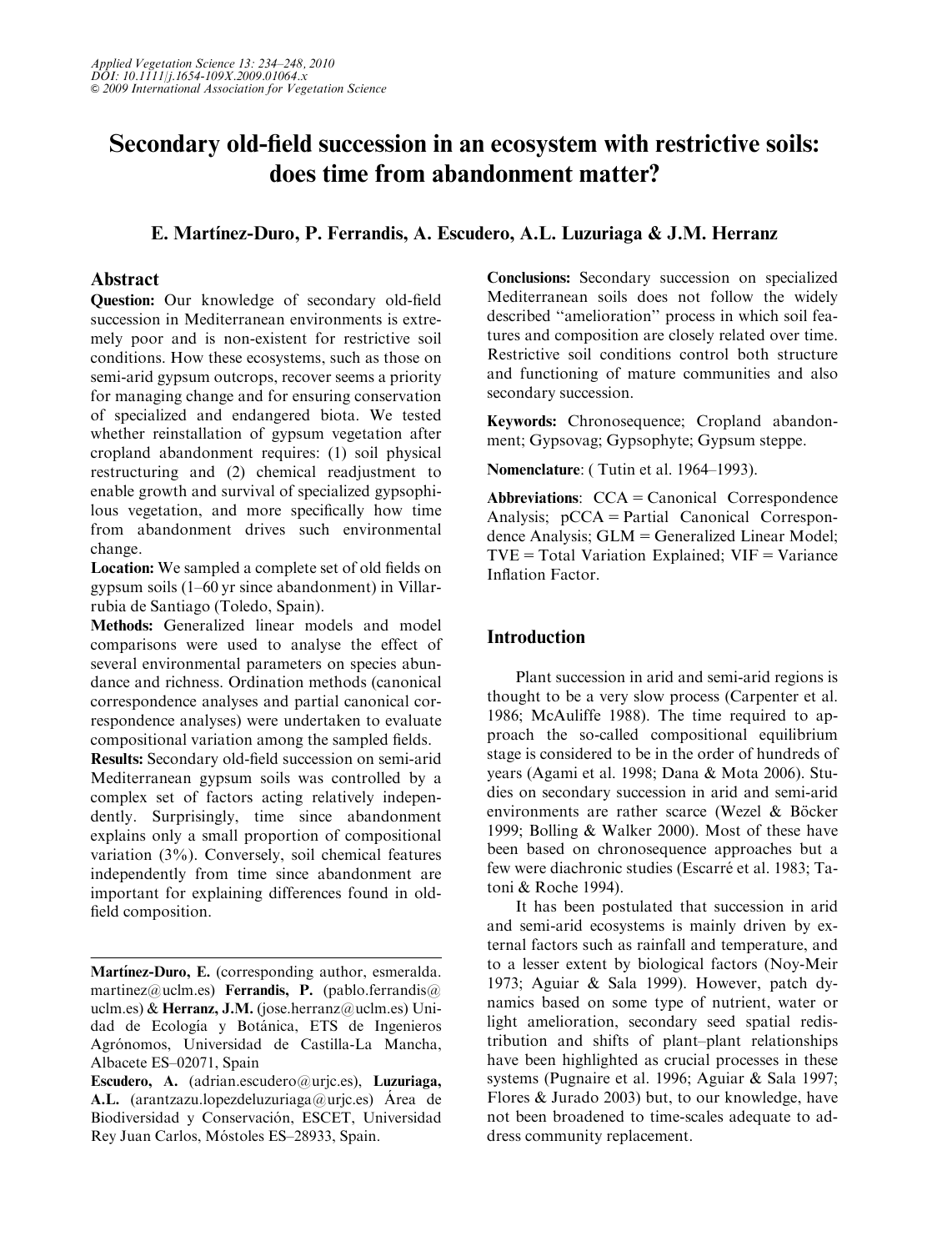# Secondary old-field succession in an ecosystem with restrictive soils: does time from abandonment matter?

**E. Martínez-Duro, P. Ferrandis, A. Escudero, A.L. Luzuriaga & J.M. Herranz**

## Abstract

**Question:** Our knowledge of secondary old-field succession in Mediterranean environments is extremely poor and is non-existent for restrictive soil conditions. How these ecosystems, such as those on semi-arid gypsum outcrops, recover seems a priority for managing change and for ensuring conservation of specialized and endangered biota. We tested whether reinstallation of gypsum vegetation after cropland abandonment requires: (1) soil physical restructuring and (2) chemical readjustment to enable growth and survival of specialized gypsophilous vegetation, and more specifically how time from abandonment drives such environmental change.

**Location:** We sampled a complete set of old fields on gypsum soils (1–60 yr since abandonment) in Villarrubia de Santiago (Toledo, Spain).

**Methods:** Generalized linear models and model comparisons were used to analyse the effect of several environmental parameters on species abundance and richness. Ordination methods (canonical correspondence analyses and partial canonical correspondence analyses) were undertaken to evaluate compositional variation among the sampled fields.

**Results:** Secondary old-field succession on semi-arid Mediterranean gypsum soils was controlled by a complex set of factors acting relatively independently. Surprisingly, time since abandonment explains only a small proportion of compositional variation (3%). Conversely, soil chemical features independently from time since abandonment are important for explaining differences found in old-field composition.

**Conclusions:** Secondary succession on specialized Mediterranean soils does not follow the widely described "amelioration" process in which soil features and composition are closely related over time. Restrictive soil conditions control both structure and functioning of mature communities and also secondary succession.

**Keywords:** Chronosequence; Cropland abandonment; Gypsovag; Gypsophyte; Gypsum steppe.

**Nomenclature**: ( Tutin et al. 1964–1993).

**Abbreviations**: CCA = Canonical Correspondence Analysis; pCCA = Partial Canonical Correspondence Analysis; GLM = Generalized Linear Model; TVE = Total Variation Explained; VIF = Variance Inflation Factor.

**Martínez-Duro, E.** (corresponding author, esmeralda.martinez@uclm.es) **Ferrandis, P.** (pablo.ferrandis@uclm.es) & **Herranz, J.M.** (jose.herranz@uclm.es) Unidad de Ecología y Botánica, ETS de Ingenieros Agrónomos, Universidad de Castilla-La Mancha, Albacete ES–02071, Spain

**Escudero, A.** (adrian.escudero@urjc.es), **Luzuriaga, A.L.** (arantzazu.lopezdeluzuriaga@urjc.es) Área de Biodiversidad y Conservación, ESCET, Universidad Rey Juan Carlos, Móstoles ES–28933, Spain.

## Introduction

Plant succession in arid and semi-arid regions is thought to be a very slow process (Carpenter et al. 1986; McAuliffe 1988). The time required to approach the so-called compositional equilibrium stage is considered to be in the order of hundreds of years (Agami et al. 1998; Dana & Mota 2006). Studies on secondary succession in arid and semi-arid environments are rather scarce (Wezel & Böcker 1999; Bolling & Walker 2000). Most of these have been based on chronosequence approaches but a few were diachronic studies (Escarré et al. 1983; Tatoni & Roche 1994).

It has been postulated that succession in arid and semi-arid ecosystems is mainly driven by external factors such as rainfall and temperature, and to a lesser extent by biological factors (Noy-Meir 1973; Aguiar & Sala 1999). However, patch dynamics based on some type of nutrient, water or light amelioration, secondary seed spatial redistribution and shifts of plant–plant relationships have been highlighted as crucial processes in these systems (Pugnaire et al. 1996; Aguiar & Sala 1997; Flores & Jurado 2003) but, to our knowledge, have not been broadened to time-scales adequate to address community replacement.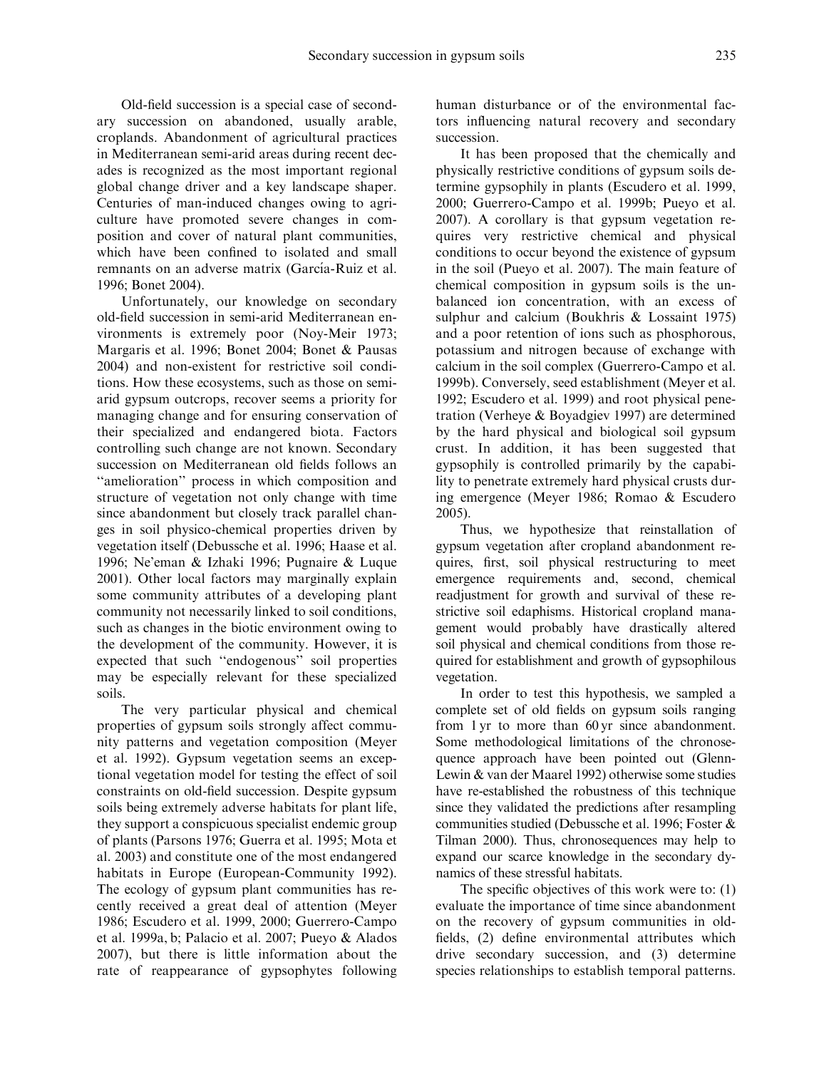Old-field succession is a special case of secondary succession on abandoned, usually arable, croplands. Abandonment of agricultural practices in Mediterranean semi-arid areas during recent decades is recognized as the most important regional global change driver and a key landscape shaper. Centuries of man-induced changes owing to agriculture have promoted severe changes in composition and cover of natural plant communities, which have been confined to isolated and small remnants on an adverse matrix (García-Ruiz et al. 1996; Bonet 2004).

Unfortunately, our knowledge on secondary old-field succession in semi-arid Mediterranean environments is extremely poor (Noy-Meir 1973; Margaris et al. 1996; Bonet 2004; Bonet & Pausas 2004) and non-existent for restrictive soil conditions. How these ecosystems, such as those on semi-arid gypsum outcrops, recover seems a priority for managing change and for ensuring conservation of their specialized and endangered biota. Factors controlling such change are not known. Secondary succession on Mediterranean old fields follows an "amelioration" process in which composition and structure of vegetation not only change with time since abandonment but closely track parallel changes in soil physico-chemical properties driven by vegetation itself (Debussche et al. 1996; Haase et al. 1996; Ne'eman & Izhaki 1996; Pugnaire & Luque 2001). Other local factors may marginally explain some community attributes of a developing plant community not necessarily linked to soil conditions, such as changes in the biotic environment owing to the development of the community. However, it is expected that such "endogenous" soil properties may be especially relevant for these specialized soils.

The very particular physical and chemical properties of gypsum soils strongly affect community patterns and vegetation composition (Meyer et al. 1992). Gypsum vegetation seems an exceptional vegetation model for testing the effect of soil constraints on old-field succession. Despite gypsum soils being extremely adverse habitats for plant life, they support a conspicuous specialist endemic group of plants (Parsons 1976; Guerra et al. 1995; Mota et al. 2003) and constitute one of the most endangered habitats in Europe (European-Community 1992). The ecology of gypsum plant communities has recently received a great deal of attention (Meyer 1986; Escudero et al. 1999, 2000; Guerrero-Campo et al. 1999a, b; Palacio et al. 2007; Pueyo & Alados 2007), but there is little information about the rate of reappearance of gypsophytes following human disturbance or of the environmental factors influencing natural recovery and secondary succession.

It has been proposed that the chemically and physically restrictive conditions of gypsum soils determine gypsophily in plants (Escudero et al. 1999, 2000; Guerrero-Campo et al. 1999b; Pueyo et al. 2007). A corollary is that gypsum vegetation requires very restrictive chemical and physical conditions to occur beyond the existence of gypsum in the soil (Pueyo et al. 2007). The main feature of chemical composition in gypsum soils is the unbalanced ion concentration, with an excess of sulphur and calcium (Boukhris & Lossaint 1975) and a poor retention of ions such as phosphorous, potassium and nitrogen because of exchange with calcium in the soil complex (Guerrero-Campo et al. 1999b). Conversely, seed establishment (Meyer et al. 1992; Escudero et al. 1999) and root physical penetration (Verheye & Boyadgiev 1997) are determined by the hard physical and biological soil gypsum crust. In addition, it has been suggested that gypsophily is controlled primarily by the capability to penetrate extremely hard physical crusts during emergence (Meyer 1986; Romao & Escudero 2005).

Thus, we hypothesize that reinstallation of gypsum vegetation after cropland abandonment requires, first, soil physical restructuring to meet emergence requirements and, second, chemical readjustment for growth and survival of these restrictive soil edaphisms. Historical cropland management would probably have drastically altered soil physical and chemical conditions from those required for establishment and growth of gypsophilous vegetation.

In order to test this hypothesis, we sampled a complete set of old fields on gypsum soils ranging from 1 yr to more than 60 yr since abandonment. Some methodological limitations of the chronosequence approach have been pointed out (Glenn-Lewin & van der Maarel 1992) otherwise some studies have re-established the robustness of this technique since they validated the predictions after resampling communities studied (Debussche et al. 1996; Foster & Tilman 2000). Thus, chronosequences may help to expand our scarce knowledge in the secondary dynamics of these stressful habitats.

The specific objectives of this work were to: (1) evaluate the importance of time since abandonment on the recovery of gypsum communities in old-fields, (2) define environmental attributes which drive secondary succession, and (3) determine species relationships to establish temporal patterns.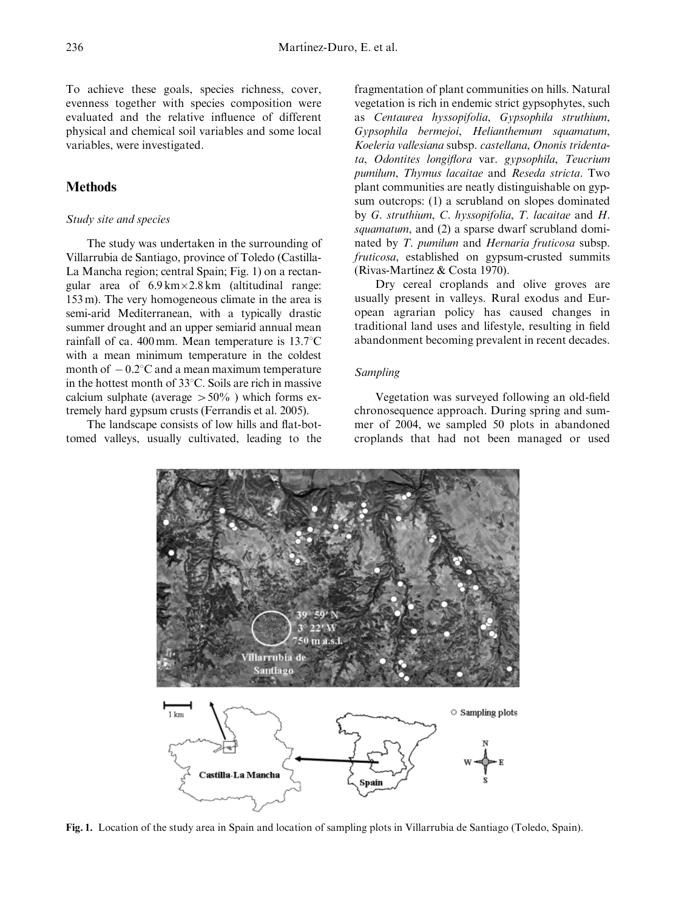To achieve these goals, species richness, cover, evenness together with species composition were evaluated and the relative influence of different physical and chemical soil variables and some local variables, were investigated.

## Methods

### *Study site and species*

The study was undertaken in the surrounding of Villarrubia de Santiago, province of Toledo (Castilla-La Mancha region; central Spain; Fig. 1) on a rectangular area of 6.9 km×2.8 km (altitudinal range: 153 m). The very homogeneous climate in the area is semi-arid Mediterranean, with a typically drastic summer drought and an upper semiarid annual mean rainfall of ca. 400 mm. Mean temperature is 13.7°C with a mean minimum temperature in the coldest month of −0.2°C and a mean maximum temperature in the hottest month of 33°C. Soils are rich in massive calcium sulphate (average >50% ) which forms extremely hard gypsum crusts (Ferrandis et al. 2005).

The landscape consists of low hills and flat-bottomed valleys, usually cultivated, leading to the fragmentation of plant communities on hills. Natural vegetation is rich in endemic strict gypsophytes, such as *Centaurea hyssopifolia*, *Gypsophila struthium*, *Gypsophila bermejoi*, *Helianthemum squamatum*, *Koeleria vallesiana* subsp. *castellana*, *Ononis tridentata*, *Odontites longiflora* var. *gypsophila*, *Teucrium pumilum*, *Thymus lacaitae* and *Reseda stricta*. Two plant communities are neatly distinguishable on gypsum outcrops: (1) a scrubland on slopes dominated by *G. struthium*, *C. hyssopifolia*, *T. lacaitae* and *H. squamatum*, and (2) a sparse dwarf scrubland dominated by *T. pumilum* and *Hernaria fruticosa* subsp. *fruticosa*, established on gypsum-crusted summits (Rivas-Martínez & Costa 1970).

Dry cereal croplands and olive groves are usually present in valleys. Rural exodus and European agrarian policy has caused changes in traditional land uses and lifestyle, resulting in field abandonment becoming prevalent in recent decades.

### *Sampling*

Vegetation was surveyed following an old-field chronosequence approach. During spring and summer of 2004, we sampled 50 plots in abandoned croplands that had not been managed or used

39° 59′ N
3° 22′ W
750 m a.s.l.
Villarrubia de Santiago
1 km
Sampling plots
Castilla-La Mancha
Spain
N
W
E
S

**Fig. 1.** Location of the study area in Spain and location of sampling plots in Villarrubia de Santiago (Toledo, Spain).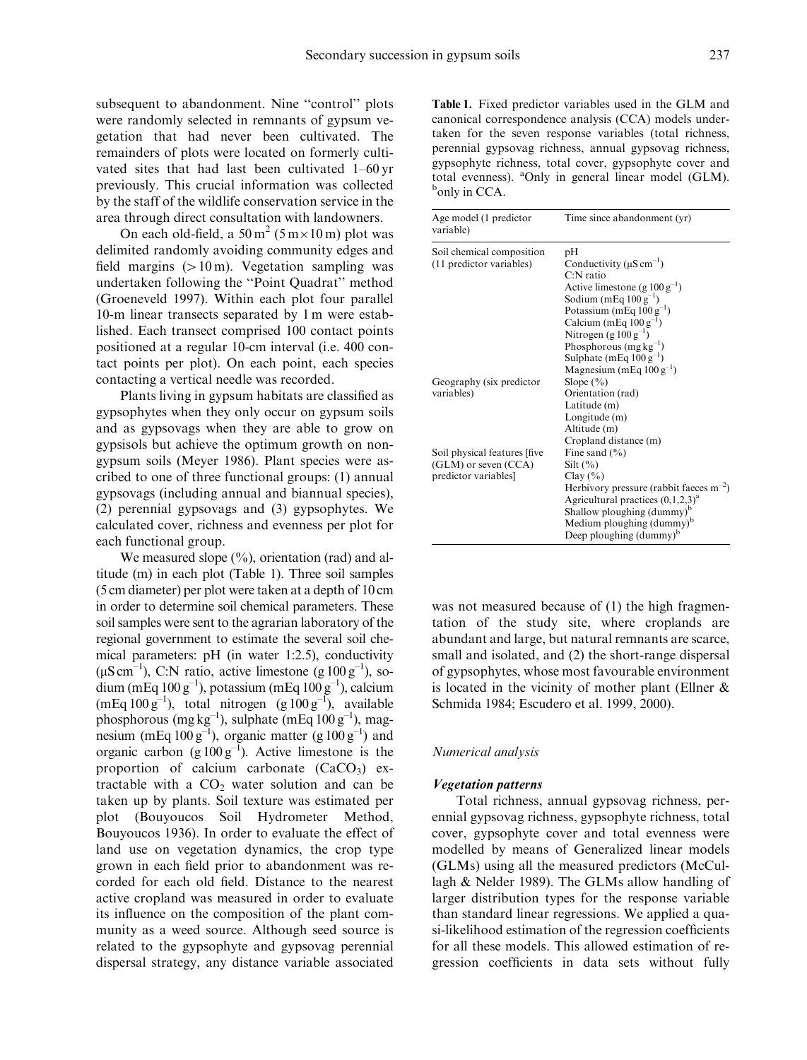subsequent to abandonment. Nine "control" plots were randomly selected in remnants of gypsum vegetation that had never been cultivated. The remainders of plots were located on formerly cultivated sites that had last been cultivated 1–60 yr previously. This crucial information was collected by the staff of the wildlife conservation service in the area through direct consultation with landowners.

On each old-field, a 50 $m^2$ (5 m×10 m) plot was delimited randomly avoiding community edges and field margins (>10 m). Vegetation sampling was undertaken following the "Point Quadrat" method (Groeneveld 1997). Within each plot four parallel 10-m linear transects separated by 1 m were established. Each transect comprised 100 contact points positioned at a regular 10-cm interval (i.e. 400 contact points per plot). On each point, each species contacting a vertical needle was recorded.

Plants living in gypsum habitats are classified as gypsophytes when they only occur on gypsum soils and as gypsovags when they are able to grow on gypsisols but achieve the optimum growth on non-gypsum soils (Meyer 1986). Plant species were ascribed to one of three functional groups: (1) annual gypsovags (including annual and biannual species), (2) perennial gypsovags and (3) gypsophytes. We calculated cover, richness and evenness per plot for each functional group.

We measured slope (%), orientation (rad) and altitude (m) in each plot (Table 1). Three soil samples (5 cm diameter) per plot were taken at a depth of 10 cm in order to determine soil chemical parameters. These soil samples were sent to the agrarian laboratory of the regional government to estimate the several soil chemical parameters: pH (in water 1:2.5), conductivity (μS $cm^{-1}$), C:N ratio, active limestone (g 100 $g^{-1}$), sodium (mEq 100 $g^{-1}$), potassium (mEq 100 $g^{-1}$), calcium (mEq 100 $g^{-1}$), total nitrogen (g 100 $g^{-1}$), available phosphorous (mg $kg^{-1}$), sulphate (mEq 100 $g^{-1}$), magnesium (mEq 100 $g^{-1}$), organic matter (g 100 $g^{-1}$) and organic carbon (g 100 $g^{-1}$). Active limestone is the proportion of calcium carbonate ($CaCO_3$) extractable with a $CO_2$ water solution and can be taken up by plants. Soil texture was estimated per plot (Bouyoucos Soil Hydrometer Method, Bouyoucos 1936). In order to evaluate the effect of land use on vegetation dynamics, the crop type grown in each field prior to abandonment was recorded for each old field. Distance to the nearest active cropland was measured in order to evaluate its influence on the composition of the plant community as a weed source. Although seed source is related to the gypsophyte and gypsovag perennial dispersal strategy, any distance variable associated was not measured because of (1) the high fragmentation of the study site, where croplands are abundant and large, but natural remnants are scarce, small and isolated, and (2) the short-range dispersal of gypsophytes, whose most favourable environment is located in the vicinity of mother plant (Ellner & Schmida 1984; Escudero et al. 1999, 2000).

**Table 1.** Fixed predictor variables used in the GLM and canonical correspondence analysis (CCA) models undertaken for the seven response variables (total richness, perennial gypsovag richness, annual gypsovag richness, gypsophyte richness, total cover, gypsophyte cover and total evenness). [a]Only in general linear model (GLM). [b]only in CCA.

| Age model (1 predictor variable) | Time since abandonment (yr) |
|---|---|
| Soil chemical composition (11 predictor variables) | pH |
| | Conductivity (μS $cm^{-1}$) |
| | C:N ratio |
| | Active limestone (g 100 $g^{-1}$) |
| | Sodium (mEq 100 $g^{-1}$) |
| | Potassium (mEq 100 $g^{-1}$) |
| | Calcium (mEq 100 $g^{-1}$) |
| | Nitrogen (g 100 $g^{-1}$) |
| | Phosphorous (mg $kg^{-1}$) |
| | Sulphate (mEq 100 $g^{-1}$) |
| | Magnesium (mEq 100 $g^{-1}$) |
| Geography (six predictor variables) | Slope (%) |
| | Orientation (rad) |
| | Latitude (m) |
| | Longitude (m) |
| | Altitude (m) |
| | Cropland distance (m) |
| Soil physical features [five (GLM) or seven (CCA) predictor variables] | Fine sand (%) |
| | Silt (%) |
| | Clay (%) |
| | Herbivory pressure (rabbit faeces $m^{-2}$) |
| | Agricultural practices (0,1,2,3)[a] |
| | Shallow ploughing (dummy)[b] |
| | Medium ploughing (dummy)[b] |
| | Deep ploughing (dummy)[b] |

### *Numerical analysis*

#### ***Vegetation patterns***

Total richness, annual gypsovag richness, perennial gypsovag richness, gypsophyte richness, total cover, gypsophyte cover and total evenness were modelled by means of Generalized linear models (GLMs) using all the measured predictors (McCullagh & Nelder 1989). The GLMs allow handling of larger distribution types for the response variable than standard linear regressions. We applied a quasi-likelihood estimation of the regression coefficients for all these models. This allowed estimation of regression coefficients in data sets without fully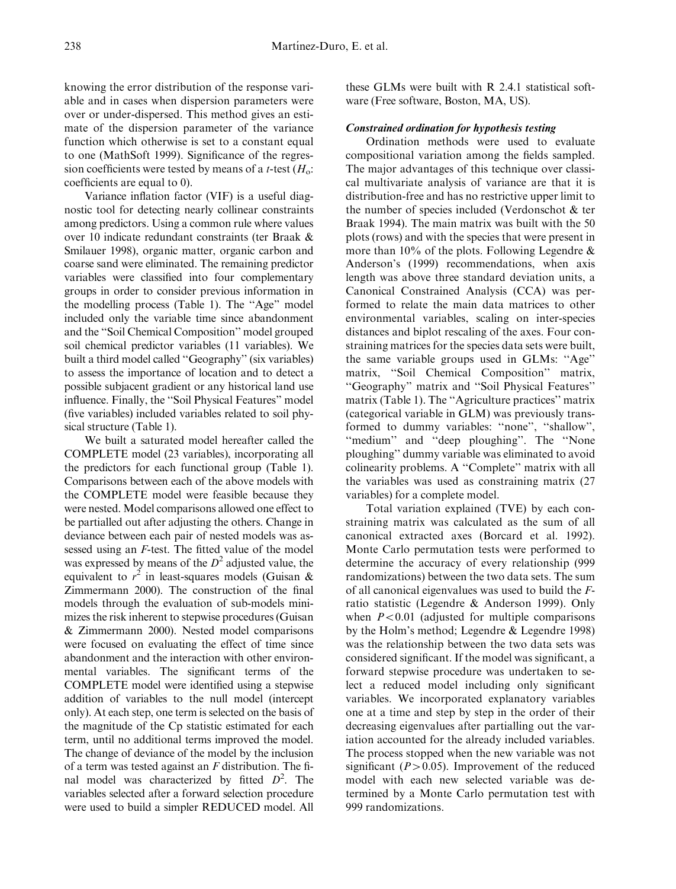knowing the error distribution of the response variable and in cases when dispersion parameters were over or under-dispersed. This method gives an estimate of the dispersion parameter of the variance function which otherwise is set to a constant equal to one (MathSoft 1999). Significance of the regression coefficients were tested by means of a $t$-test ($H_o$: coefficients are equal to 0).

Variance inflation factor (VIF) is a useful diagnostic tool for detecting nearly collinear constraints among predictors. Using a common rule where values over 10 indicate redundant constraints (ter Braak & Smilauer 1998), organic matter, organic carbon and coarse sand were eliminated. The remaining predictor variables were classified into four complementary groups in order to consider previous information in the modelling process (Table 1). The ''Age'' model included only the variable time since abandonment and the ''Soil Chemical Composition'' model grouped soil chemical predictor variables (11 variables). We built a third model called ''Geography'' (six variables) to assess the importance of location and to detect a possible subjacent gradient or any historical land use influence. Finally, the ''Soil Physical Features'' model (five variables) included variables related to soil physical structure (Table 1).

We built a saturated model hereafter called the COMPLETE model (23 variables), incorporating all the predictors for each functional group (Table 1). Comparisons between each of the above models with the COMPLETE model were feasible because they were nested. Model comparisons allowed one effect to be partialled out after adjusting the others. Change in deviance between each pair of nested models was assessed using an $F$-test. The fitted value of the model was expressed by means of the $D^2$ adjusted value, the equivalent to $r^2$ in least-squares models (Guisan & Zimmermann 2000). The construction of the final models through the evaluation of sub-models minimizes the risk inherent to stepwise procedures (Guisan & Zimmermann 2000). Nested model comparisons were focused on evaluating the effect of time since abandonment and the interaction with other environmental variables. The significant terms of the COMPLETE model were identified using a stepwise addition of variables to the null model (intercept only). At each step, one term is selected on the basis of the magnitude of the Cp statistic estimated for each term, until no additional terms improved the model. The change of deviance of the model by the inclusion of a term was tested against an $F$ distribution. The final model was characterized by fitted $D^2$. The variables selected after a forward selection procedure were used to build a simpler REDUCED model. All these GLMs were built with R 2.4.1 statistical software (Free software, Boston, MA, US).

### *Constrained ordination for hypothesis testing*

Ordination methods were used to evaluate compositional variation among the fields sampled. The major advantages of this technique over classical multivariate analysis of variance are that it is distribution-free and has no restrictive upper limit to the number of species included (Verdonschot & ter Braak 1994). The main matrix was built with the 50 plots (rows) and with the species that were present in more than 10% of the plots. Following Legendre & Anderson's (1999) recommendations, when axis length was above three standard deviation units, a Canonical Constrained Analysis (CCA) was performed to relate the main data matrices to other environmental variables, scaling on inter-species distances and biplot rescaling of the axes. Four constraining matrices for the species data sets were built, the same variable groups used in GLMs: ''Age'' matrix, ''Soil Chemical Composition'' matrix, ''Geography'' matrix and ''Soil Physical Features'' matrix (Table 1). The ''Agriculture practices'' matrix (categorical variable in GLM) was previously transformed to dummy variables: ''none'', ''shallow'', ''medium'' and ''deep ploughing''. The ''None ploughing'' dummy variable was eliminated to avoid colinearity problems. A ''Complete'' matrix with all the variables was used as constraining matrix (27 variables) for a complete model.

Total variation explained (TVE) by each constraining matrix was calculated as the sum of all canonical extracted axes (Borcard et al. 1992). Monte Carlo permutation tests were performed to determine the accuracy of every relationship (999 randomizations) between the two data sets. The sum of all canonical eigenvalues was used to build the $F$-ratio statistic (Legendre & Anderson 1999). Only when $P < 0.01$ (adjusted for multiple comparisons by the Holm's method; Legendre & Legendre 1998) was the relationship between the two data sets was considered significant. If the model was significant, a forward stepwise procedure was undertaken to select a reduced model including only significant variables. We incorporated explanatory variables one at a time and step by step in the order of their decreasing eigenvalues after partialling out the variation accounted for the already included variables. The process stopped when the new variable was not significant ($P > 0.05$). Improvement of the reduced model with each new selected variable was determined by a Monte Carlo permutation test with 999 randomizations.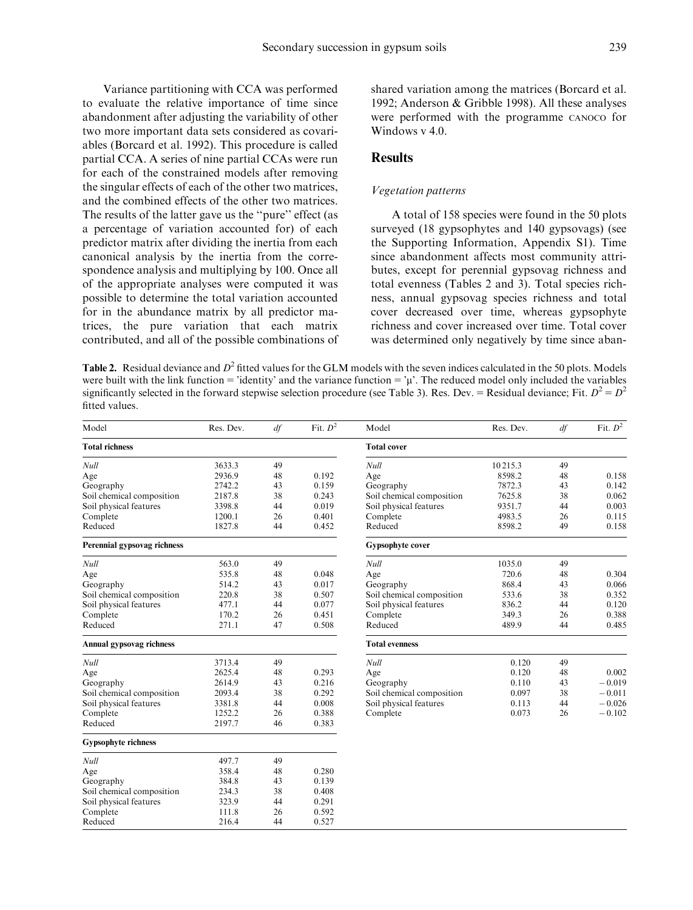Variance partitioning with CCA was performed to evaluate the relative importance of time since abandonment after adjusting the variability of other two more important data sets considered as covariables (Borcard et al. 1992). This procedure is called partial CCA. A series of nine partial CCAs were run for each of the constrained models after removing the singular effects of each of the other two matrices, and the combined effects of the other two matrices. The results of the latter gave us the ''pure'' effect (as a percentage of variation accounted for) of each predictor matrix after dividing the inertia from each canonical analysis by the inertia from the correspondence analysis and multiplying by 100. Once all of the appropriate analyses were computed it was possible to determine the total variation accounted for in the abundance matrix by all predictor matrices, the pure variation that each matrix contributed, and all of the possible combinations of shared variation among the matrices (Borcard et al. 1992; Anderson & Gribble 1998). All these analyses were performed with the programme CANOCO for Windows v 4.0.

## Results

### *Vegetation patterns*

A total of 158 species were found in the 50 plots surveyed (18 gypsophytes and 140 gypsovags) (see the Supporting Information, Appendix S1). Time since abandonment affects most community attributes, except for perennial gypsovag richness and total evenness (Tables 2 and 3). Total species richness, annual gypsovag species richness and total cover decreased over time, whereas gypsophyte richness and cover increased over time. Total cover was determined only negatively by time since aban-

**Table 2.** Residual deviance and $D^2$ fitted values for the GLM models with the seven indices calculated in the 50 plots. Models were built with the link function = 'identity' and the variance function = 'μ'. The reduced model only included the variables significantly selected in the forward stepwise selection procedure (see Table 3). Res. Dev. = Residual deviance; Fit. $D^2 = D^2$ fitted values.

| Model | Res. Dev. | *df* | Fit. $D^2$ |
|---|---|---|---|
| **Total richness** | | | |
| *Null* | 3633.3 | 49 | |
| Age | 2936.9 | 48 | 0.192 |
| Geography | 2742.2 | 43 | 0.159 |
| Soil chemical composition | 2187.8 | 38 | 0.243 |
| Soil physical features | 3398.8 | 44 | 0.019 |
| Complete | 1200.1 | 26 | 0.401 |
| Reduced | 1827.8 | 44 | 0.452 |
| **Perennial gypsovag richness** | | | |
| *Null* | 563.0 | 49 | |
| Age | 535.8 | 48 | 0.048 |
| Geography | 514.2 | 43 | 0.017 |
| Soil chemical composition | 220.8 | 38 | 0.507 |
| Soil physical features | 477.1 | 44 | 0.077 |
| Complete | 170.2 | 26 | 0.451 |
| Reduced | 271.1 | 47 | 0.508 |
| **Annual gypsovag richness** | | | |
| *Null* | 3713.4 | 49 | |
| Age | 2625.4 | 48 | 0.293 |
| Geography | 2614.9 | 43 | 0.216 |
| Soil chemical composition | 2093.4 | 38 | 0.292 |
| Soil physical features | 3381.8 | 44 | 0.008 |
| Complete | 1252.2 | 26 | 0.388 |
| Reduced | 2197.7 | 46 | 0.383 |
| **Gypsophyte richness** | | | |
| *Null* | 497.7 | 49 | |
| Age | 358.4 | 48 | 0.280 |
| Geography | 384.8 | 43 | 0.139 |
| Soil chemical composition | 234.3 | 38 | 0.408 |
| Soil physical features | 323.9 | 44 | 0.291 |
| Complete | 111.8 | 26 | 0.592 |
| Reduced | 216.4 | 44 | 0.527 |
| **Total cover** | | | |
| *Null* | 10215.3 | 49 | |
| Age | 8598.2 | 48 | 0.158 |
| Geography | 7872.3 | 43 | 0.142 |
| Soil chemical composition | 7625.8 | 38 | 0.062 |
| Soil physical features | 9351.7 | 44 | 0.003 |
| Complete | 4983.5 | 26 | 0.115 |
| Reduced | 8598.2 | 49 | 0.158 |
| **Gypsophyte cover** | | | |
| *Null* | 1035.0 | 49 | |
| Age | 720.6 | 48 | 0.304 |
| Geography | 868.4 | 43 | 0.066 |
| Soil chemical composition | 533.6 | 38 | 0.352 |
| Soil physical features | 836.2 | 44 | 0.120 |
| Complete | 349.3 | 26 | 0.388 |
| Reduced | 489.9 | 44 | 0.485 |
| **Total evenness** | | | |
| *Null* | 0.120 | 49 | |
| Age | 0.120 | 48 | 0.002 |
| Geography | 0.110 | 43 | −0.019 |
| Soil chemical composition | 0.097 | 38 | −0.011 |
| Soil physical features | 0.113 | 44 | −0.026 |
| Complete | 0.073 | 26 | −0.102 |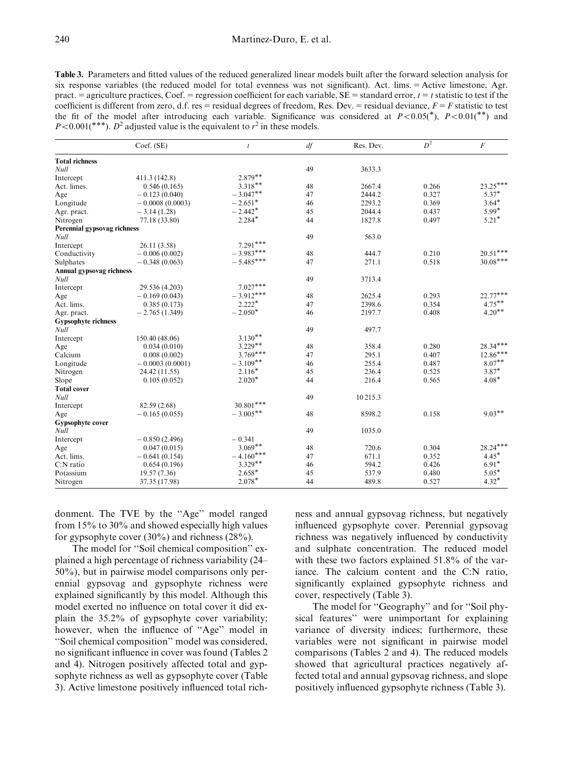**Table 3.** Parameters and fitted values of the reduced generalized linear models built after the forward selection analysis for six response variables (the reduced model for total evenness was not significant). Act. lims. = Active limestone, Agr. pract. = agriculture practices, Coef. = regression coefficient for each variable, SE = standard error, $t$ = $t$ statistic to test if the coefficient is different from zero, d.f. res = residual degrees of freedom, Res. Dev. = residual deviance, $F$ = $F$ statistic to test the fit of the model after introducing each variable. Significance was considered at $P<0.05$(*), $P<0.01$(**) and $P<0.001$(***). $D^2$ adjusted value is the equivalent to $r^2$ in these models.

| | Coef. (SE) | $t$ | $df$ | Res. Dev. | $D^2$ | $F$ |
|---|---|---|---|---|---|---|
| **Total richness** | | | | | | |
| *Null* | | | 49 | 3633.3 | | |
| Intercept | 411.3 (142.8) | 2.879** | | | | |
| Act. limes. | 0.546 (0.165) | 3.318** | 48 | 2667.4 | 0.266 | 23.25*** |
| Age | −0.123 (0.040) | −3.047** | 47 | 2444.2 | 0.327 | 5.37* |
| Longitude | −0.0008 (0.0003) | −2.651* | 46 | 2293.2 | 0.369 | 3.64* |
| Agr. pract. | −3.14 (1.28) | −2.442* | 45 | 2044.4 | 0.437 | 5.99* |
| Nitrogen | 77.18 (33.80) | 2.284* | 44 | 1827.8 | 0.497 | 5.21* |
| **Perennial gypsovag richness** | | | | | | |
| *Null* | | | 49 | 563.0 | | |
| Intercept | 26.11 (3.58) | 7.291*** | | | | |
| Conductivity | −0.006 (0.002) | −3.983*** | 48 | 444.7 | 0.210 | 20.51*** |
| Sulphates | −0.348 (0.063) | −5.485*** | 47 | 271.1 | 0.518 | 30.08*** |
| **Annual gypsovag richness** | | | | | | |
| *Null* | | | 49 | 3713.4 | | |
| Intercept | 29.536 (4.203) | 7.027*** | | | | |
| Age | −0.169 (0.043) | −3.912*** | 48 | 2625.4 | 0.293 | 22.77*** |
| Act. lims. | 0.385 (0.173) | 2.222* | 47 | 2398.6 | 0.354 | 4.75** |
| Agr. pract. | −2.765 (1.349) | −2.050* | 46 | 2197.7 | 0.408 | 4.20** |
| **Gypsophyte richness** | | | | | | |
| *Null* | | | 49 | 497.7 | | |
| Intercept | 150.40 (48.06) | 3.130** | | | | |
| Age | 0.034 (0.010) | 3.229** | 48 | 358.4 | 0.280 | 28.34*** |
| Calcium | 0.008 (0.002) | 3.769*** | 47 | 295.1 | 0.407 | 12.86*** |
| Longitude | −0.0003 (0.0001) | −3.109** | 46 | 255.4 | 0.487 | 8.07** |
| Nitrogen | 24.42 (11.55) | 2.116* | 45 | 236.4 | 0.525 | 3.87* |
| Slope | 0.105 (0.052) | 2.020* | 44 | 216.4 | 0.565 | 4.08* |
| **Total cover** | | | | | | |
| *Null* | | | 49 | 10 215.3 | | |
| Intercept | 82.59 (2.68) | 30.801*** | | | | |
| Age | −0.165 (0.055) | −3.005** | 48 | 8598.2 | 0.158 | 9.03** |
| **Gypsophyte cover** | | | | | | |
| *Null* | | | 49 | 1035.0 | | |
| Intercept | −0.850 (2.496) | −0.341 | | | | |
| Age | 0.047 (0.015) | 3.069** | 48 | 720.6 | 0.304 | 28.24*** |
| Act. lims. | −0.641 (0.154) | −4.160*** | 47 | 671.1 | 0.352 | 4.45* |
| C:N ratio | 0.654 (0.196) | 3.329** | 46 | 594.2 | 0.426 | 6.91* |
| Potassium | 19.57 (7.36) | 2.658* | 45 | 537.9 | 0.480 | 5.05* |
| Nitrogen | 37.35 (17.98) | 2.078* | 44 | 489.8 | 0.527 | 4.32* |

donment. The TVE by the "Age" model ranged from 15% to 30% and showed especially high values for gypsophyte cover (30%) and richness (28%).

The model for "Soil chemical composition" explained a high percentage of richness variability (24–50%), but in pairwise model comparisons only perennial gypsovag and gypsophyte richness were explained significantly by this model. Although this model exerted no influence on total cover it did explain the 35.2% of gypsophyte cover variability; however, when the influence of "Age" model in "Soil chemical composition" model was considered, no significant influence in cover was found (Tables 2 and 4). Nitrogen positively affected total and gypsophyte richness as well as gypsophyte cover (Table 3). Active limestone positively influenced total richness and annual gypsovag richness, but negatively influenced gypsophyte cover. Perennial gypsovag richness was negatively influenced by conductivity and sulphate concentration. The reduced model with these two factors explained 51.8% of the variance. The calcium content and the C:N ratio, significantly explained gypsophyte richness and cover, respectively (Table 3).

The model for "Geography" and for "Soil physical features" were unimportant for explaining variance of diversity indices; furthermore, these variables were not significant in pairwise model comparisons (Tables 2 and 4). The reduced models showed that agricultural practices negatively affected total and annual gypsovag richness, and slope positively influenced gypsophyte richness (Table 3).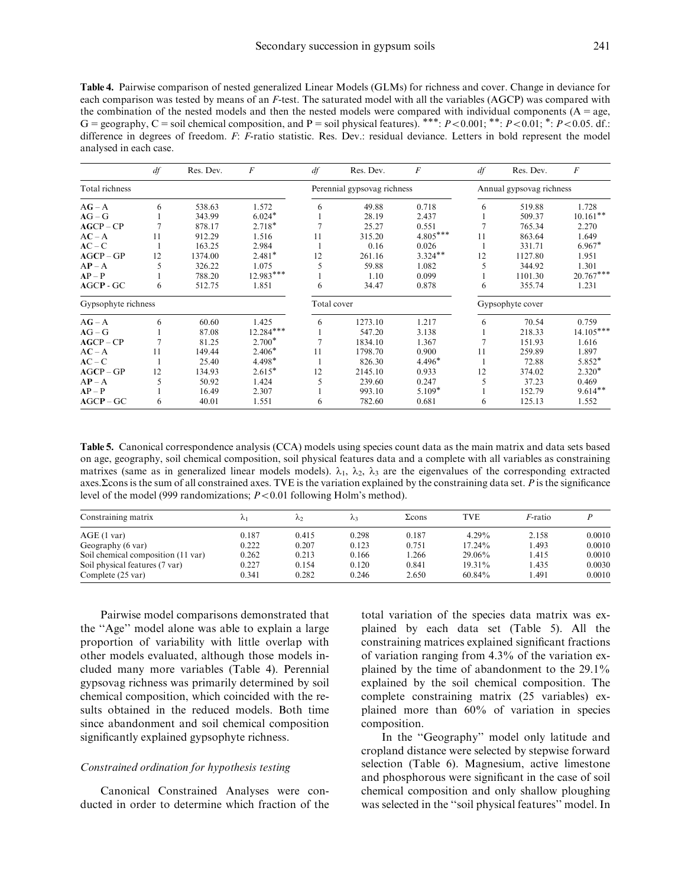**Table 4.** Pairwise comparison of nested generalized Linear Models (GLMs) for richness and cover. Change in deviance for each comparison was tested by means of an $F$-test. The saturated model with all the variables (AGCP) was compared with the combination of the nested models and then the nested models were compared with individual components (A = age, G = geography, C = soil chemical composition, and P = soil physical features). ***: $P<0.001$; **: $P<0.01$; *: $P<0.05$. df.: difference in degrees of freedom. $F$: $F$-ratio statistic. Res. Dev.: residual deviance. Letters in bold represent the model analysed in each case.

| | $df$ | Res. Dev. | $F$ | $df$ | Res. Dev. | $F$ | $df$ | Res. Dev. | $F$ |
|---|---|---|---|---|---|---|---|---|---|
| Total richness | | | | Perennial gypsovag richness | | | Annual gypsovag richness | | |
| **AG** – A | 6 | 538.63 | 1.572 | 6 | 49.88 | 0.718 | 6 | 519.88 | 1.728 |
| **AG** – G | 1 | 343.99 | 6.024* | 1 | 28.19 | 2.437 | 1 | 509.37 | 10.161** |
| **AGCP** – CP | 7 | 878.17 | 2.718* | 7 | 25.27 | 0.551 | 7 | 765.34 | 2.270 |
| **AC** – A | 11 | 912.29 | 1.516 | 11 | 315.20 | 4.805*** | 11 | 863.64 | 1.649 |
| **AC** – C | 1 | 163.25 | 2.984 | 1 | 0.16 | 0.026 | 1 | 331.71 | 6.967* |
| **AGCP** – GP | 12 | 1374.00 | 2.481* | 12 | 261.16 | 3.324** | 12 | 1127.80 | 1.951 |
| **AP** – A | 5 | 326.22 | 1.075 | 5 | 59.88 | 1.082 | 5 | 344.92 | 1.301 |
| **AP** – P | 1 | 788.20 | 12.983*** | 1 | 1.10 | 0.099 | 1 | 1101.30 | 20.767*** |
| **AGCP** - GC | 6 | 512.75 | 1.851 | 6 | 34.47 | 0.878 | 6 | 355.74 | 1.231 |
| Gypsophyte richness | | | | Total cover | | | Gypsophyte cover | | |
| **AG** – A | 6 | 60.60 | 1.425 | 6 | 1273.10 | 1.217 | 6 | 70.54 | 0.759 |
| **AG** – G | 1 | 87.08 | 12.284*** | 1 | 547.20 | 3.138 | 1 | 218.33 | 14.105*** |
| **AGCP** – CP | 7 | 81.25 | 2.700* | 7 | 1834.10 | 1.367 | 7 | 151.93 | 1.616 |
| **AC** – A | 11 | 149.44 | 2.406* | 11 | 1798.70 | 0.900 | 11 | 259.89 | 1.897 |
| **AC** – C | 1 | 25.40 | 4.498* | 1 | 826.30 | 4.496* | 1 | 72.88 | 5.852* |
| **AGCP** – GP | 12 | 134.93 | 2.615* | 12 | 2145.10 | 0.933 | 12 | 374.02 | 2.320* |
| **AP** – A | 5 | 50.92 | 1.424 | 5 | 239.60 | 0.247 | 5 | 37.23 | 0.469 |
| **AP** – P | 1 | 16.49 | 2.307 | 1 | 993.10 | 5.109* | 1 | 152.79 | 9.614** |
| **AGCP** – GC | 6 | 40.01 | 1.551 | 6 | 782.60 | 0.681 | 6 | 125.13 | 1.552 |

**Table 5.** Canonical correspondence analysis (CCA) models using species count data as the main matrix and data sets based on age, geography, soil chemical composition, soil physical features data and a complete with all variables as constraining matrixes (same as in generalized linear models models). $\lambda_1$, $\lambda_2$, $\lambda_3$ are the eigenvalues of the corresponding extracted axes. $\Sigma$cons is the sum of all constrained axes. TVE is the variation explained by the constraining data set. $P$ is the significance level of the model (999 randomizations; $P<0.01$ following Holm's method).

| Constraining matrix | $\lambda_1$ | $\lambda_2$ | $\lambda_3$ | $\Sigma$cons | TVE | $F$-ratio | $P$ |
|---|---|---|---|---|---|---|---|
| AGE (1 var) | 0.187 | 0.415 | 0.298 | 0.187 | 4.29% | 2.158 | 0.0010 |
| Geography (6 var) | 0.222 | 0.207 | 0.123 | 0.751 | 17.24% | 1.493 | 0.0010 |
| Soil chemical composition (11 var) | 0.262 | 0.213 | 0.166 | 1.266 | 29.06% | 1.415 | 0.0010 |
| Soil physical features (7 var) | 0.227 | 0.154 | 0.120 | 0.841 | 19.31% | 1.435 | 0.0030 |
| Complete (25 var) | 0.341 | 0.282 | 0.246 | 2.650 | 60.84% | 1.491 | 0.0010 |

Pairwise model comparisons demonstrated that the ''Age'' model alone was able to explain a large proportion of variability with little overlap with other models evaluated, although those models included many more variables (Table 4). Perennial gypsovag richness was primarily determined by soil chemical composition, which coincided with the results obtained in the reduced models. Both time since abandonment and soil chemical composition significantly explained gypsophyte richness.

### *Constrained ordination for hypothesis testing*

Canonical Constrained Analyses were conducted in order to determine which fraction of the total variation of the species data matrix was explained by each data set (Table 5). All the constraining matrices explained significant fractions of variation ranging from 4.3% of the variation explained by the time of abandonment to the 29.1% explained by the soil chemical composition. The complete constraining matrix (25 variables) explained more than 60% of variation in species composition.

In the ''Geography'' model only latitude and cropland distance were selected by stepwise forward selection (Table 6). Magnesium, active limestone and phosphorous were significant in the case of soil chemical composition and only shallow ploughing was selected in the ''soil physical features'' model. In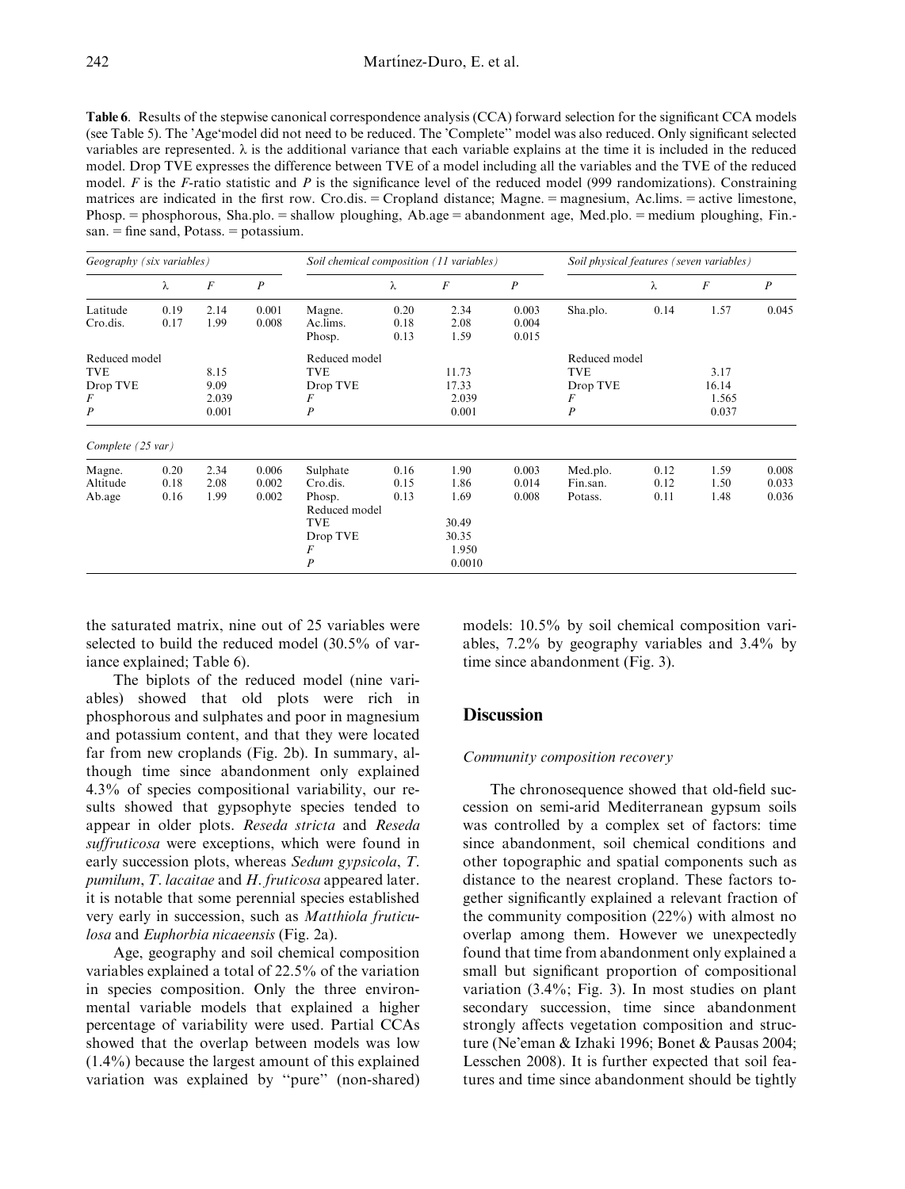**Table 6.** Results of the stepwise canonical correspondence analysis (CCA) forward selection for the significant CCA models (see Table 5). The 'Age'model did not need to be reduced. The 'Complete'' model was also reduced. Only significant selected variables are represented. λ is the additional variance that each variable explains at the time it is included in the reduced model. Drop TVE expresses the difference between TVE of a model including all the variables and the TVE of the reduced model. *F* is the *F*-ratio statistic and *P* is the significance level of the reduced model (999 randomizations). Constraining matrices are indicated in the first row. Cro.dis. = Cropland distance; Magne. = magnesium, Ac.lims. = active limestone, Phosp. = phosphorous, Sha.plo. = shallow ploughing, Ab.age = abandonment age, Med.plo. = medium ploughing, Fin.san. = fine sand, Potass. = potassium.

| *Geography (six variables)* | | | | *Soil chemical composition (11 variables)* | | | | *Soil physical features (seven variables)* | | | |
|---|---|---|---|---|---|---|---|---|---|---|---|
| | λ | *F* | *P* | | λ | *F* | *P* | | λ | *F* | *P* |
| Latitude | 0.19 | 2.14 | 0.001 | Magne. | 0.20 | 2.34 | 0.003 | Sha.plo. | 0.14 | 1.57 | 0.045 |
| Cro.dis. | 0.17 | 1.99 | 0.008 | Ac.lims. | 0.18 | 2.08 | 0.004 | | | | |
| | | | | Phosp. | 0.13 | 1.59 | 0.015 | | | | |
| Reduced model | | | | Reduced model | | | | Reduced model | | | |
| TVE | | 8.15 | | TVE | | 11.73 | | TVE | | 3.17 | |
| Drop TVE | | 9.09 | | Drop TVE | | 17.33 | | Drop TVE | | 16.14 | |
| *F* | | 2.039 | | *F* | | 2.039 | | *F* | | 1.565 | |
| *P* | | 0.001 | | *P* | | 0.001 | | *P* | | 0.037 | |
| *Complete (25 var)* | | | | | | | | | | | |
| Magne. | 0.20 | 2.34 | 0.006 | Sulphate | 0.16 | 1.90 | 0.003 | Med.plo. | 0.12 | 1.59 | 0.008 |
| Altitude | 0.18 | 2.08 | 0.002 | Cro.dis. | 0.15 | 1.86 | 0.014 | Fin.san. | 0.12 | 1.50 | 0.033 |
| Ab.age | 0.16 | 1.99 | 0.002 | Phosp. | 0.13 | 1.69 | 0.008 | Potass. | 0.11 | 1.48 | 0.036 |
| | | | | Reduced model | | | | | | | |
| | | | | TVE | | 30.49 | | | | | |
| | | | | Drop TVE | | 30.35 | | | | | |
| | | | | *F* | | 1.950 | | | | | |
| | | | | *P* | | 0.0010 | | | | | |

the saturated matrix, nine out of 25 variables were selected to build the reduced model (30.5% of variance explained; Table 6).

The biplots of the reduced model (nine variables) showed that old plots were rich in phosphorous and sulphates and poor in magnesium and potassium content, and that they were located far from new croplands (Fig. 2b). In summary, although time since abandonment only explained 4.3% of species compositional variability, our results showed that gypsophyte species tended to appear in older plots. *Reseda stricta* and *Reseda suffruticosa* were exceptions, which were found in early succession plots, whereas *Sedum gypsicola*, *T. pumilum*, *T. lacaitae* and *H. fruticosa* appeared later. it is notable that some perennial species established very early in succession, such as *Matthiola fruticulosa* and *Euphorbia nicaeensis* (Fig. 2a).

Age, geography and soil chemical composition variables explained a total of 22.5% of the variation in species composition. Only the three environmental variable models that explained a higher percentage of variability were used. Partial CCAs showed that the overlap between models was low (1.4%) because the largest amount of this explained variation was explained by ''pure'' (non-shared) models: 10.5% by soil chemical composition variables, 7.2% by geography variables and 3.4% by time since abandonment (Fig. 3).

## Discussion

### *Community composition recovery*

The chronosequence showed that old-field succession on semi-arid Mediterranean gypsum soils was controlled by a complex set of factors: time since abandonment, soil chemical conditions and other topographic and spatial components such as distance to the nearest cropland. These factors together significantly explained a relevant fraction of the community composition (22%) with almost no overlap among them. However we unexpectedly found that time from abandonment only explained a small but significant proportion of compositional variation (3.4%; Fig. 3). In most studies on plant secondary succession, time since abandonment strongly affects vegetation composition and structure (Ne'eman & Izhaki 1996; Bonet & Pausas 2004; Lesschen 2008). It is further expected that soil features and time since abandonment should be tightly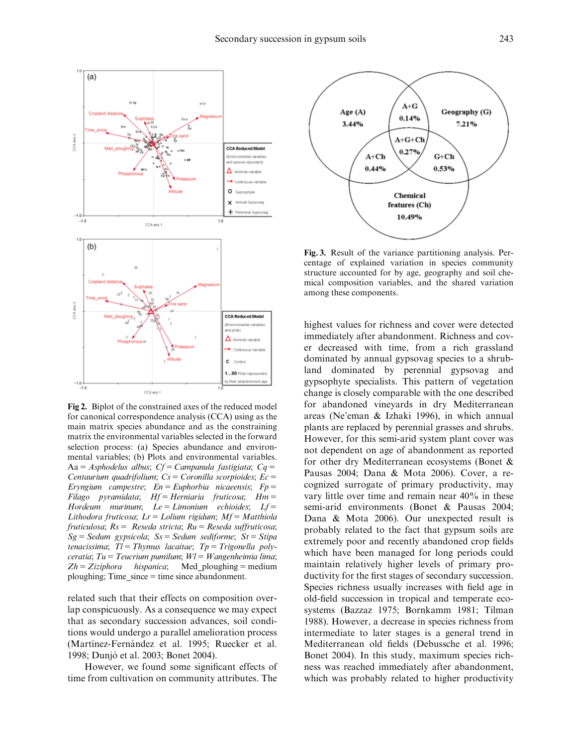(a)

CCA Reduced Model

(Environmental variables and species abundant)

Nominal variable

Continuous variable

Gypsophyte

Annual Gypsovag

Perennial Gypsovag

Cropland distance

Sulphates

Magnesium

Time_since

Fine sand

Med_ploughing

Phosphorous

Potassium

Altitude

CCA axis 1

CCA axis 2

(b)

CCA Reduced Model

(Environmental variables and plots)

Nominal variable

Continuous variable

C Control

1...60 Plots represented by their abandonment age

Cropland distance

Sulphates

Magnesium

Time_since

Fine sand

Med_ploughing

Phosphorous

Potassium

Altitude

CCA axis 1

CCA axis 2

**Fig 2.** Biplot of the constrained axes of the reduced model for canonical correspondence analysis (CCA) using as the main matrix species abundance and as the constraining matrix the environmental variables selected in the forward selection process: (a) Species abundance and environmental variables; (b) Plots and environmental variables. Aa = *Asphodelus albus*; *Cf* = *Campanula fastigiata*; *Cq* = *Centaurium quadrifolium*; *Cs* = *Coronilla scorpioides*; *Ec* = *Eryngium campestre*; *En* = *Euphorbia nicaeensis*; *Fp* = *Filago pyramidata*; *Hf* = *Herniaria fruticosa*; *Hm* = *Hordeum murinum*; *Le* = *Limonium echioides*; *Lf* = *Lithodora fruticosa*; *Lr* = *Lolium rigidum*; *Mf* = *Matthiola fruticulosa*; *Rs* = *Reseda stricta*; *Ru* = *Reseda suffruticosa*; *Sg* = *Sedum gypsicola*; *Ss* = *Sedum sediforme*; *St* = *Stipa tenacissima*; *Tl* = *Thymus lacaitae*; *Tp* = *Trigonella polyceratia*; *Tu* = *Teucrium pumilum*; *Wl* = *Wangenheimia lima*; *Zh* = *Ziziphora hispanica*; Med_ploughing = medium ploughing; Time_since = time since abandonment.

related such that their effects on composition overlap conspicuously. As a consequence we may expect that as secondary succession advances, soil conditions would undergo a parallel amelioration process (Martínez-Fernández et al. 1995; Ruecker et al. 1998; Dunjó et al. 2003; Bonet 2004).

However, we found some significant effects of time from cultivation on community attributes. The

Age (A)
3.44%

A+G
0.14%

Geography (G)
7.21%

A+G+Ch
0.27%

A+Ch
0.44%

G+Ch
0.53%

Chemical features (Ch)
10.49%

**Fig. 3.** Result of the variance partitioning analysis. Percentage of explained variation in species community structure accounted for by age, geography and soil chemical composition variables, and the shared variation among these components.

highest values for richness and cover were detected immediately after abandonment. Richness and cover decreased with time, from a rich grassland dominated by annual gypsovag species to a shrubland dominated by perennial gypsovag and gypsophyte specialists. This pattern of vegetation change is closely comparable with the one described for abandoned vineyards in dry Mediterranean areas (Ne'eman & Izhaki 1996), in which annual plants are replaced by perennial grasses and shrubs. However, for this semi-arid system plant cover was not dependent on age of abandonment as reported for other dry Mediterranean ecosystems (Bonet & Pausas 2004; Dana & Mota 2006). Cover, a recognized surrogate of primary productivity, may vary little over time and remain near 40% in these semi-arid environments (Bonet & Pausas 2004; Dana & Mota 2006). Our unexpected result is probably related to the fact that gypsum soils are extremely poor and recently abandoned crop fields which have been managed for long periods could maintain relatively higher levels of primary productivity for the first stages of secondary succession. Species richness usually increases with field age in old-field succession in tropical and temperate ecosystems (Bazzaz 1975; Bornkamm 1981; Tilman 1988). However, a decrease in species richness from intermediate to later stages is a general trend in Mediterranean old fields (Debussche et al. 1996; Bonet 2004). In this study, maximum species richness was reached immediately after abandonment, which was probably related to higher productivity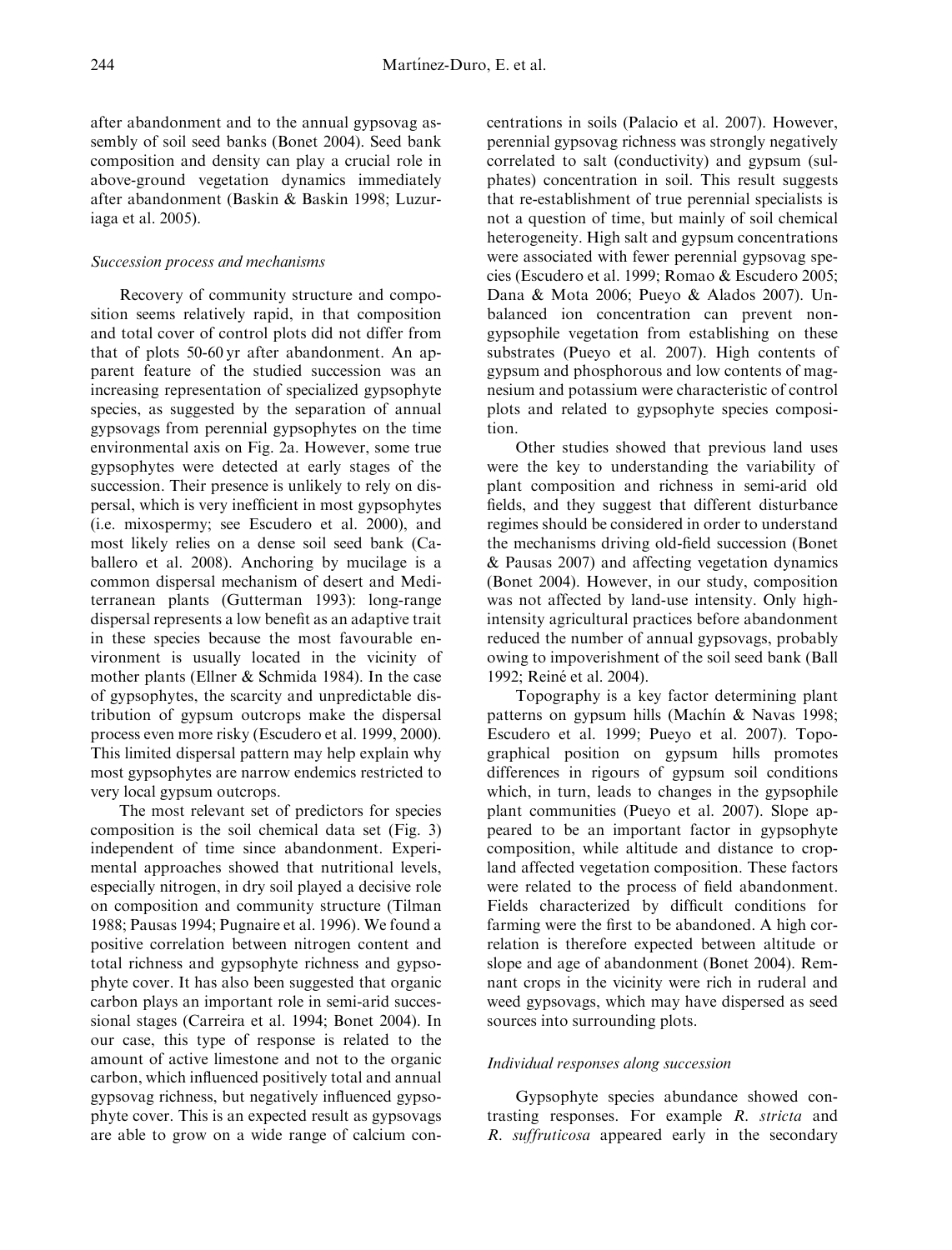after abandonment and to the annual gypsovag assembly of soil seed banks (Bonet 2004). Seed bank composition and density can play a crucial role in above-ground vegetation dynamics immediately after abandonment (Baskin & Baskin 1998; Luzuriaga et al. 2005).

### *Succession process and mechanisms*

Recovery of community structure and composition seems relatively rapid, in that composition and total cover of control plots did not differ from that of plots 50-60 yr after abandonment. An apparent feature of the studied succession was an increasing representation of specialized gypsophyte species, as suggested by the separation of annual gypsovags from perennial gypsophytes on the time environmental axis on Fig. 2a. However, some true gypsophytes were detected at early stages of the succession. Their presence is unlikely to rely on dispersal, which is very inefficient in most gypsophytes (i.e. mixospermy; see Escudero et al. 2000), and most likely relies on a dense soil seed bank (Caballero et al. 2008). Anchoring by mucilage is a common dispersal mechanism of desert and Mediterranean plants (Gutterman 1993): long-range dispersal represents a low benefit as an adaptive trait in these species because the most favourable environment is usually located in the vicinity of mother plants (Ellner & Schmida 1984). In the case of gypsophytes, the scarcity and unpredictable distribution of gypsum outcrops make the dispersal process even more risky (Escudero et al. 1999, 2000). This limited dispersal pattern may help explain why most gypsophytes are narrow endemics restricted to very local gypsum outcrops.

The most relevant set of predictors for species composition is the soil chemical data set (Fig. 3) independent of time since abandonment. Experimental approaches showed that nutritional levels, especially nitrogen, in dry soil played a decisive role on composition and community structure (Tilman 1988; Pausas 1994; Pugnaire et al. 1996). We found a positive correlation between nitrogen content and total richness and gypsophyte richness and gypsophyte cover. It has also been suggested that organic carbon plays an important role in semi-arid successional stages (Carreira et al. 1994; Bonet 2004). In our case, this type of response is related to the amount of active limestone and not to the organic carbon, which influenced positively total and annual gypsovag richness, but negatively influenced gypsophyte cover. This is an expected result as gypsovags are able to grow on a wide range of calcium concentrations in soils (Palacio et al. 2007). However, perennial gypsovag richness was strongly negatively correlated to salt (conductivity) and gypsum (sulphates) concentration in soil. This result suggests that re-establishment of true perennial specialists is not a question of time, but mainly of soil chemical heterogeneity. High salt and gypsum concentrations were associated with fewer perennial gypsovag species (Escudero et al. 1999; Romao & Escudero 2005; Dana & Mota 2006; Pueyo & Alados 2007). Unbalanced ion concentration can prevent non-gypsophile vegetation from establishing on these substrates (Pueyo et al. 2007). High contents of gypsum and phosphorous and low contents of magnesium and potassium were characteristic of control plots and related to gypsophyte species composition.

Other studies showed that previous land uses were the key to understanding the variability of plant composition and richness in semi-arid old fields, and they suggest that different disturbance regimes should be considered in order to understand the mechanisms driving old-field succession (Bonet & Pausas 2007) and affecting vegetation dynamics (Bonet 2004). However, in our study, composition was not affected by land-use intensity. Only high-intensity agricultural practices before abandonment reduced the number of annual gypsovags, probably owing to impoverishment of the soil seed bank (Ball 1992; Reiné et al. 2004).

Topography is a key factor determining plant patterns on gypsum hills (Machín & Navas 1998; Escudero et al. 1999; Pueyo et al. 2007). Topographical position on gypsum hills promotes differences in rigours of gypsum soil conditions which, in turn, leads to changes in the gypsophile plant communities (Pueyo et al. 2007). Slope appeared to be an important factor in gypsophyte composition, while altitude and distance to cropland affected vegetation composition. These factors were related to the process of field abandonment. Fields characterized by difficult conditions for farming were the first to be abandoned. A high correlation is therefore expected between altitude or slope and age of abandonment (Bonet 2004). Remnant crops in the vicinity were rich in ruderal and weed gypsovags, which may have dispersed as seed sources into surrounding plots.

### *Individual responses along succession*

Gypsophyte species abundance showed contrasting responses. For example *R. stricta* and *R. suffruticosa* appeared early in the secondary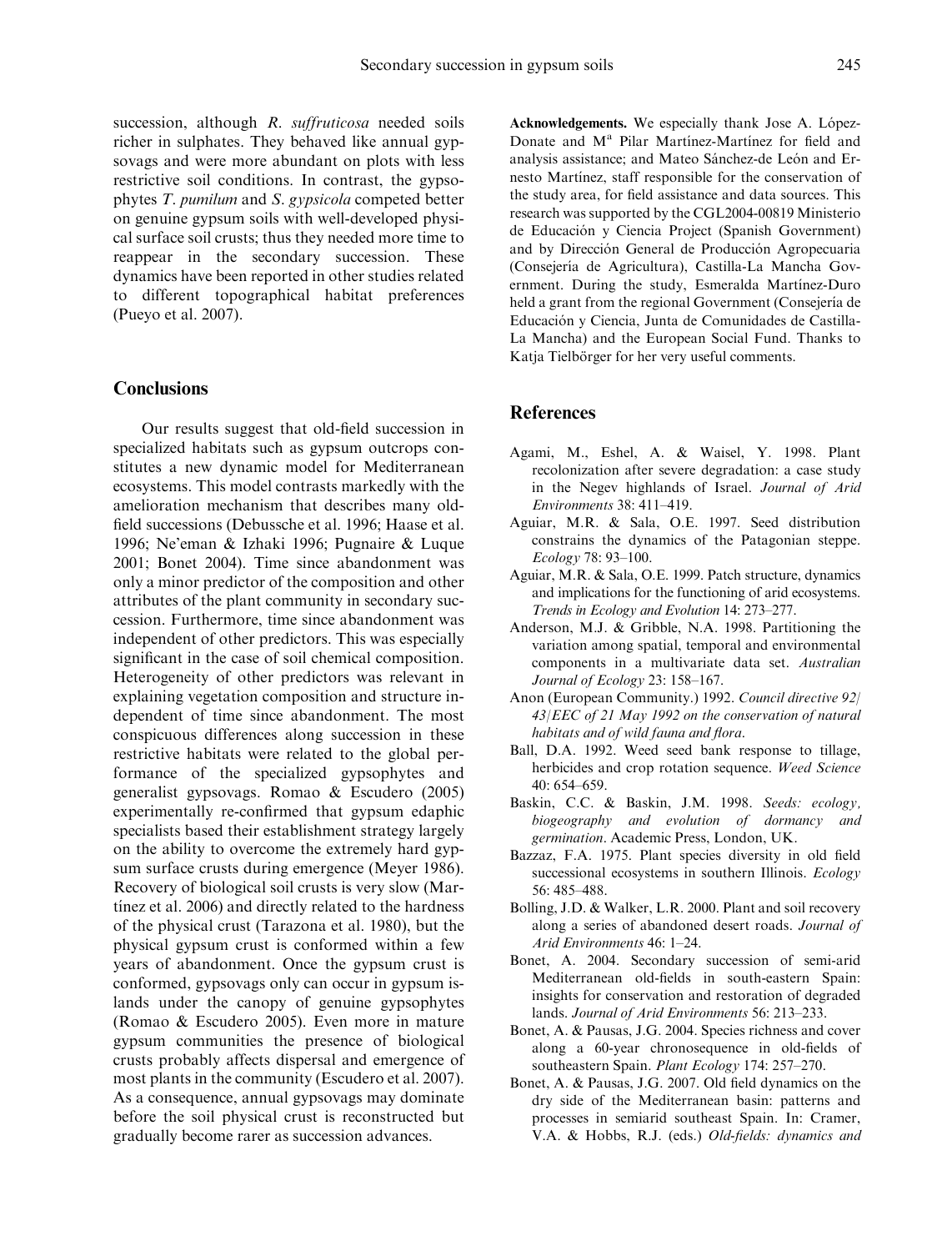succession, although *R. suffruticosa* needed soils richer in sulphates. They behaved like annual gypsovags and were more abundant on plots with less restrictive soil conditions. In contrast, the gypsophytes *T. pumilum* and *S. gypsicola* competed better on genuine gypsum soils with well-developed physical surface soil crusts; thus they needed more time to reappear in the secondary succession. These dynamics have been reported in other studies related to different topographical habitat preferences (Pueyo et al. 2007).

## Conclusions

Our results suggest that old-field succession in specialized habitats such as gypsum outcrops constitutes a new dynamic model for Mediterranean ecosystems. This model contrasts markedly with the amelioration mechanism that describes many old-field successions (Debussche et al. 1996; Haase et al. 1996; Ne'eman & Izhaki 1996; Pugnaire & Luque 2001; Bonet 2004). Time since abandonment was only a minor predictor of the composition and other attributes of the plant community in secondary succession. Furthermore, time since abandonment was independent of other predictors. This was especially significant in the case of soil chemical composition. Heterogeneity of other predictors was relevant in explaining vegetation composition and structure independent of time since abandonment. The most conspicuous differences along succession in these restrictive habitats were related to the global performance of the specialized gypsophytes and generalist gypsovags. Romao & Escudero (2005) experimentally re-confirmed that gypsum edaphic specialists based their establishment strategy largely on the ability to overcome the extremely hard gypsum surface crusts during emergence (Meyer 1986). Recovery of biological soil crusts is very slow (Martínez et al. 2006) and directly related to the hardness of the physical crust (Tarazona et al. 1980), but the physical gypsum crust is conformed within a few years of abandonment. Once the gypsum crust is conformed, gypsovags only can occur in gypsum islands under the canopy of genuine gypsophytes (Romao & Escudero 2005). Even more in mature gypsum communities the presence of biological crusts probably affects dispersal and emergence of most plants in the community (Escudero et al. 2007). As a consequence, annual gypsovags may dominate before the soil physical crust is reconstructed but gradually become rarer as succession advances.

**Acknowledgements.** We especially thank Jose A. López-Donate and M$^{a}$ Pilar Martínez-Martínez for field and analysis assistance; and Mateo Sánchez-de León and Ernesto Martínez, staff responsible for the conservation of the study area, for field assistance and data sources. This research was supported by the CGL2004-00819 Ministerio de Educación y Ciencia Project (Spanish Government) and by Dirección General de Producción Agropecuaria (Consejería de Agricultura), Castilla-La Mancha Government. During the study, Esmeralda Martínez-Duro held a grant from the regional Government (Consejería de Educación y Ciencia, Junta de Comunidades de Castilla-La Mancha) and the European Social Fund. Thanks to Katja Tielbörger for her very useful comments.

## References

Agami, M., Eshel, A. & Waisel, Y. 1998. Plant recolonization after severe degradation: a case study in the Negev highlands of Israel. *Journal of Arid Environments* 38: 411–419.

Aguiar, M.R. & Sala, O.E. 1997. Seed distribution constrains the dynamics of the Patagonian steppe. *Ecology* 78: 93–100.

Aguiar, M.R. & Sala, O.E. 1999. Patch structure, dynamics and implications for the functioning of arid ecosystems. *Trends in Ecology and Evolution* 14: 273–277.

Anderson, M.J. & Gribble, N.A. 1998. Partitioning the variation among spatial, temporal and environmental components in a multivariate data set. *Australian Journal of Ecology* 23: 158–167.

Anon (European Community.) 1992. *Council directive 92/43/EEC of 21 May 1992 on the conservation of natural habitats and of wild fauna and flora*.

Ball, D.A. 1992. Weed seed bank response to tillage, herbicides and crop rotation sequence. *Weed Science* 40: 654–659.

Baskin, C.C. & Baskin, J.M. 1998. *Seeds: ecology, biogeography and evolution of dormancy and germination*. Academic Press, London, UK.

Bazzaz, F.A. 1975. Plant species diversity in old field successional ecosystems in southern Illinois. *Ecology* 56: 485–488.

Bolling, J.D. & Walker, L.R. 2000. Plant and soil recovery along a series of abandoned desert roads. *Journal of Arid Environments* 46: 1–24.

Bonet, A. 2004. Secondary succession of semi-arid Mediterranean old-fields in south-eastern Spain: insights for conservation and restoration of degraded lands. *Journal of Arid Environments* 56: 213–233.

Bonet, A. & Pausas, J.G. 2004. Species richness and cover along a 60-year chronosequence in old-fields of southeastern Spain. *Plant Ecology* 174: 257–270.

Bonet, A. & Pausas, J.G. 2007. Old field dynamics on the dry side of the Mediterranean basin: patterns and processes in semiarid southeast Spain. In: Cramer, V.A. & Hobbs, R.J. (eds.) *Old-fields: dynamics and*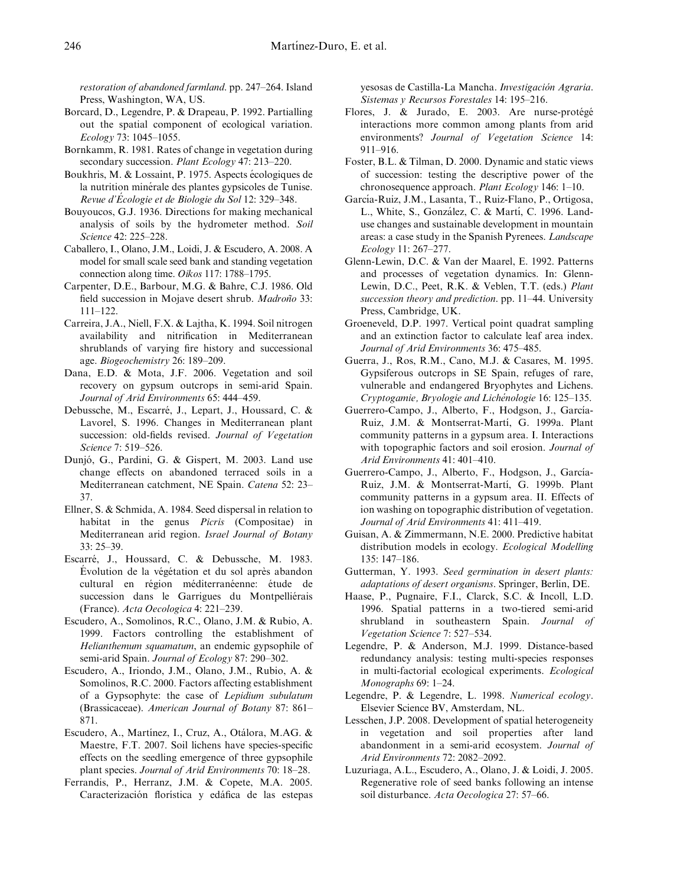*restoration of abandoned farmland*. pp. 247–264. Island Press, Washington, WA, US.

Borcard, D., Legendre, P. & Drapeau, P. 1992. Partialling out the spatial component of ecological variation. *Ecology* 73: 1045–1055.

Bornkamm, R. 1981. Rates of change in vegetation during secondary succession. *Plant Ecology* 47: 213–220.

Boukhris, M. & Lossaint, P. 1975. Aspects écologiques de la nutrition minérale des plantes gypsicoles de Tunise. *Revue d'Écologie et de Biologie du Sol* 12: 329–348.

Bouyoucos, G.J. 1936. Directions for making mechanical analysis of soils by the hydrometer method. *Soil Science* 42: 225–228.

Caballero, I., Olano, J.M., Loidi, J. & Escudero, A. 2008. A model for small scale seed bank and standing vegetation connection along time. *Oikos* 117: 1788–1795.

Carpenter, D.E., Barbour, M.G. & Bahre, C.J. 1986. Old field succession in Mojave desert shrub. *Madroño* 33: 111–122.

Carreira, J.A., Niell, F.X. & Lajtha, K. 1994. Soil nitrogen availability and nitrification in Mediterranean shrublands of varying fire history and successional age. *Biogeochemistry* 26: 189–209.

Dana, E.D. & Mota, J.F. 2006. Vegetation and soil recovery on gypsum outcrops in semi-arid Spain. *Journal of Arid Environments* 65: 444–459.

Debussche, M., Escarré, J., Lepart, J., Houssard, C. & Lavorel, S. 1996. Changes in Mediterranean plant succession: old-fields revised. *Journal of Vegetation Science* 7: 519–526.

Dunjó, G., Pardini, G. & Gispert, M. 2003. Land use change effects on abandoned terraced soils in a Mediterranean catchment, NE Spain. *Catena* 52: 23–37.

Ellner, S. & Schmida, A. 1984. Seed dispersal in relation to habitat in the genus *Picris* (Compositae) in Mediterranean arid region. *Israel Journal of Botany* 33: 25–39.

Escarré, J., Houssard, C. & Debussche, M. 1983. Évolution de la végétation et du sol après abandon cultural en région méditerranéenne: étude de succession dans le Garrigues du Montpelliérais (France). *Acta Oecologica* 4: 221–239.

Escudero, A., Somolinos, R.C., Olano, J.M. & Rubio, A. 1999. Factors controlling the establishment of *Helianthemum squamatum*, an endemic gypsophile of semi-arid Spain. *Journal of Ecology* 87: 290–302.

Escudero, A., Iriondo, J.M., Olano, J.M., Rubio, A. & Somolinos, R.C. 2000. Factors affecting establishment of a Gypsophyte: the case of *Lepidium subulatum* (Brassicaceae). *American Journal of Botany* 87: 861–871.

Escudero, A., Martínez, I., Cruz, A., Otálora, M.AG. & Maestre, F.T. 2007. Soil lichens have species-specific effects on the seedling emergence of three gypsophile plant species. *Journal of Arid Environments* 70: 18–28.

Ferrandis, P., Herranz, J.M. & Copete, M.A. 2005. Caracterización florística y edáfica de las estepas yesosas de Castilla-La Mancha. *Investigación Agraria. Sistemas y Recursos Forestales* 14: 195–216.

Flores, J. & Jurado, E. 2003. Are nurse-protégé interactions more common among plants from arid environments? *Journal of Vegetation Science* 14: 911–916.

Foster, B.L. & Tilman, D. 2000. Dynamic and static views of succession: testing the descriptive power of the chronosequence approach. *Plant Ecology* 146: 1–10.

García-Ruiz, J.M., Lasanta, T., Ruiz-Flano, P., Ortigosa, L., White, S., González, C. & Martí, C. 1996. Land-use changes and sustainable development in mountain areas: a case study in the Spanish Pyrenees. *Landscape Ecology* 11: 267–277.

Glenn-Lewin, D.C. & Van der Maarel, E. 1992. Patterns and processes of vegetation dynamics. In: Glenn-Lewin, D.C., Peet, R.K. & Veblen, T.T. (eds.) *Plant succession theory and prediction*. pp. 11–44. University Press, Cambridge, UK.

Groeneveld, D.P. 1997. Vertical point quadrat sampling and an extinction factor to calculate leaf area index. *Journal of Arid Environments* 36: 475–485.

Guerra, J., Ros, R.M., Cano, M.J. & Casares, M. 1995. Gypsiferous outcrops in SE Spain, refuges of rare, vulnerable and endangered Bryophytes and Lichens. *Cryptogamie, Bryologie and Lichénologie* 16: 125–135.

Guerrero-Campo, J., Alberto, F., Hodgson, J., García-Ruiz, J.M. & Montserrat-Martí, G. 1999a. Plant community patterns in a gypsum area. I. Interactions with topographic factors and soil erosion. *Journal of Arid Environments* 41: 401–410.

Guerrero-Campo, J., Alberto, F., Hodgson, J., García-Ruiz, J.M. & Montserrat-Martí, G. 1999b. Plant community patterns in a gypsum area. II. Effects of ion washing on topographic distribution of vegetation. *Journal of Arid Environments* 41: 411–419.

Guisan, A. & Zimmermann, N.E. 2000. Predictive habitat distribution models in ecology. *Ecological Modelling* 135: 147–186.

Gutterman, Y. 1993. *Seed germination in desert plants: adaptations of desert organisms*. Springer, Berlin, DE.

Haase, P., Pugnaire, F.I., Clarck, S.C. & Incoll, L.D. 1996. Spatial patterns in a two-tiered semi-arid shrubland in southeastern Spain. *Journal of Vegetation Science* 7: 527–534.

Legendre, P. & Anderson, M.J. 1999. Distance-based redundancy analysis: testing multi-species responses in multi-factorial ecological experiments. *Ecological Monographs* 69: 1–24.

Legendre, P. & Legendre, L. 1998. *Numerical ecology*. Elsevier Science BV, Amsterdam, NL.

Lesschen, J.P. 2008. Development of spatial heterogeneity in vegetation and soil properties after land abandonment in a semi-arid ecosystem. *Journal of Arid Environments* 72: 2082–2092.

Luzuriaga, A.L., Escudero, A., Olano, J. & Loidi, J. 2005. Regenerative role of seed banks following an intense soil disturbance. *Acta Oecologica* 27: 57–66.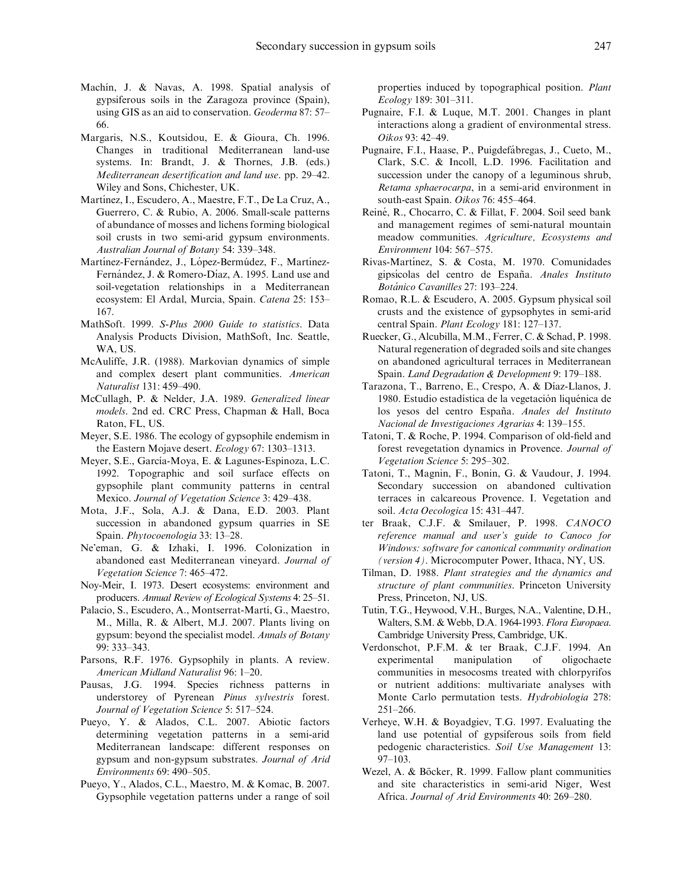Machín, J. & Navas, A. 1998. Spatial analysis of gypsiferous soils in the Zaragoza province (Spain), using GIS as an aid to conservation. *Geoderma* 87: 57–66.

Margaris, N.S., Koutsidou, E. & Gioura, Ch. 1996. Changes in traditional Mediterranean land-use systems. In: Brandt, J. & Thornes, J.B. (eds.) *Mediterranean desertification and land use*. pp. 29–42. Wiley and Sons, Chichester, UK.

Martínez, I., Escudero, A., Maestre, F.T., De La Cruz, A., Guerrero, C. & Rubio, A. 2006. Small-scale patterns of abundance of mosses and lichens forming biological soil crusts in two semi-arid gypsum environments. *Australian Journal of Botany* 54: 339–348.

Martínez-Fernández, J., López-Bermúdez, F., Martínez-Fernández, J. & Romero-Díaz, A. 1995. Land use and soil-vegetation relationships in a Mediterranean ecosystem: El Ardal, Murcia, Spain. *Catena* 25: 153–167.

MathSoft. 1999. *S-Plus 2000 Guide to statistics*. Data Analysis Products Division, MathSoft, Inc. Seattle, WA, US.

McAuliffe, J.R. (1988). Markovian dynamics of simple and complex desert plant communities. *American Naturalist* 131: 459–490.

McCullagh, P. & Nelder, J.A. 1989. *Generalized linear models*. 2nd ed. CRC Press, Chapman & Hall, Boca Raton, FL, US.

Meyer, S.E. 1986. The ecology of gypsophile endemism in the Eastern Mojave desert. *Ecology* 67: 1303–1313.

Meyer, S.E., García-Moya, E. & Lagunes-Espinoza, L.C. 1992. Topographic and soil surface effects on gypsophile plant community patterns in central Mexico. *Journal of Vegetation Science* 3: 429–438.

Mota, J.F., Sola, A.J. & Dana, E.D. 2003. Plant succession in abandoned gypsum quarries in SE Spain. *Phytocoenologia* 33: 13–28.

Ne'eman, G. & Izhaki, I. 1996. Colonization in abandoned east Mediterranean vineyard. *Journal of Vegetation Science* 7: 465–472.

Noy-Meir, I. 1973. Desert ecosystems: environment and producers. *Annual Review of Ecological Systems* 4: 25–51.

Palacio, S., Escudero, A., Montserrat-Martí, G., Maestro, M., Milla, R. & Albert, M.J. 2007. Plants living on gypsum: beyond the specialist model. *Annals of Botany* 99: 333–343.

Parsons, R.F. 1976. Gypsophily in plants. A review. *American Midland Naturalist* 96: 1–20.

Pausas, J.G. 1994. Species richness patterns in understorey of Pyrenean *Pinus sylvestris* forest. *Journal of Vegetation Science* 5: 517–524.

Pueyo, Y. & Alados, C.L. 2007. Abiotic factors determining vegetation patterns in a semi-arid Mediterranean landscape: different responses on gypsum and non-gypsum substrates. *Journal of Arid Environments* 69: 490–505.

Pueyo, Y., Alados, C.L., Maestro, M. & Komac, B. 2007. Gypsophile vegetation patterns under a range of soil properties induced by topographical position. *Plant Ecology* 189: 301–311.

Pugnaire, F.I. & Luque, M.T. 2001. Changes in plant interactions along a gradient of environmental stress. *Oikos* 93: 42–49.

Pugnaire, F.I., Haase, P., Puigdefábregas, J., Cueto, M., Clark, S.C. & Incoll, L.D. 1996. Facilitation and succession under the canopy of a leguminous shrub, *Retama sphaerocarpa*, in a semi-arid environment in south-east Spain. *Oikos* 76: 455–464.

Reiné, R., Chocarro, C. & Fillat, F. 2004. Soil seed bank and management regimes of semi-natural mountain meadow communities. *Agriculture, Ecosystems and Environment* 104: 567–575.

Rivas-Martínez, S. & Costa, M. 1970. Comunidades gipsícolas del centro de España. *Anales Instituto Botánico Cavanilles* 27: 193–224.

Romao, R.L. & Escudero, A. 2005. Gypsum physical soil crusts and the existence of gypsophytes in semi-arid central Spain. *Plant Ecology* 181: 127–137.

Ruecker, G., Alcubilla, M.M., Ferrer, C. & Schad, P. 1998. Natural regeneration of degraded soils and site changes on abandoned agricultural terraces in Mediterranean Spain. *Land Degradation & Development* 9: 179–188.

Tarazona, T., Barreno, E., Crespo, A. & Díaz-Llanos, J. 1980. Estudio estadística de la vegetación liquénica de los yesos del centro España. *Anales del Instituto Nacional de Investigaciones Agrarias* 4: 139–155.

Tatoni, T. & Roche, P. 1994. Comparison of old-field and forest revegetation dynamics in Provence. *Journal of Vegetation Science* 5: 295–302.

Tatoni, T., Magnin, F., Bonin, G. & Vaudour, J. 1994. Secondary succession on abandoned cultivation terraces in calcareous Provence. I. Vegetation and soil. *Acta Oecologica* 15: 431–447.

ter Braak, C.J.F. & Smilauer, P. 1998. *CANOCO reference manual and user's guide to Canoco for Windows: software for canonical community ordination (version 4)*. Microcomputer Power, Ithaca, NY, US.

Tilman, D. 1988. *Plant strategies and the dynamics and structure of plant communities*. Princeton University Press, Princeton, NJ, US.

Tutin, T.G., Heywood, V.H., Burges, N.A., Valentine, D.H., Walters, S.M. & Webb, D.A. 1964-1993. *Flora Europaea*. Cambridge University Press, Cambridge, UK.

Verdonschot, P.F.M. & ter Braak, C.J.F. 1994. An experimental manipulation of oligochaete communities in mesocosms treated with chlorpyrifos or nutrient additions: multivariate analyses with Monte Carlo permutation tests. *Hydrobiologia* 278: 251–266.

Verheye, W.H. & Boyadgiev, T.G. 1997. Evaluating the land use potential of gypsiferous soils from field pedogenic characteristics. *Soil Use Management* 13: 97–103.

Wezel, A. & Böcker, R. 1999. Fallow plant communities and site characteristics in semi-arid Niger, West Africa. *Journal of Arid Environments* 40: 269–280.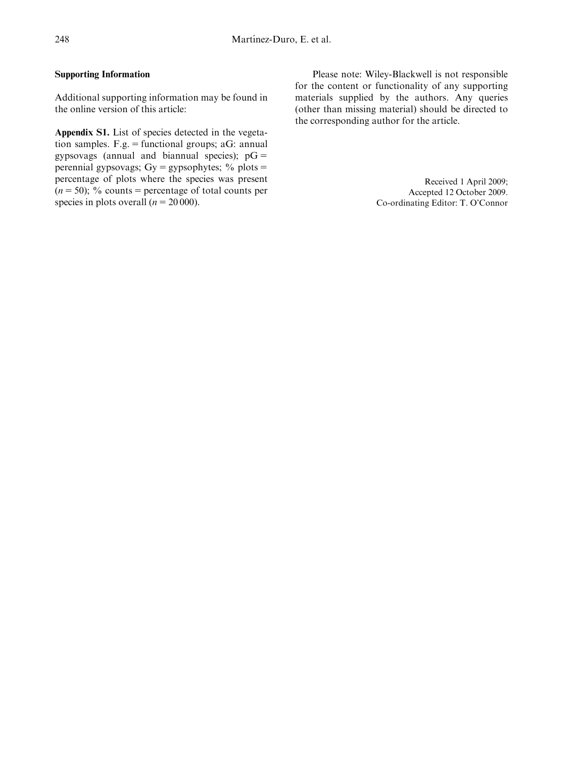**Supporting Information**

Additional supporting information may be found in the online version of this article:

**Appendix S1.** List of species detected in the vegetation samples. F.g. = functional groups; aG: annual gypsovags (annual and biannual species); pG = perennial gypsovags; Gy = gypsophytes; % plots = percentage of plots where the species was present ($n = 50$); % counts = percentage of total counts per species in plots overall ($n = 20\,000$).

Please note: Wiley-Blackwell is not responsible for the content or functionality of any supporting materials supplied by the authors. Any queries (other than missing material) should be directed to the corresponding author for the article.

Received 1 April 2009;
Accepted 12 October 2009.
Co-ordinating Editor: T. O'Connor